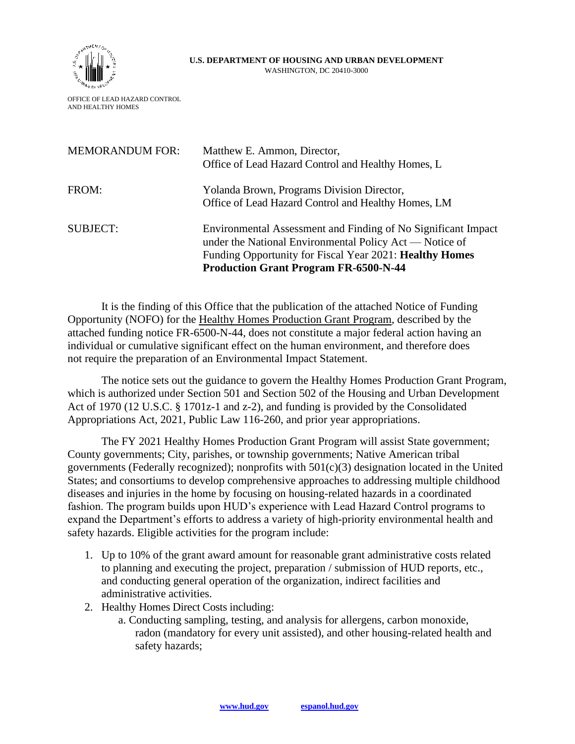**U.S. DEPARTMENT OF HOUSING AND URBAN DEVELOPMENT**
WASHINGTON, DC 20410-3000

OFFICE OF LEAD HAZARD CONTROL
AND HEALTHY HOMES

| | |
|---|---|
| MEMORANDUM FOR: | Matthew E. Ammon, Director, Office of Lead Hazard Control and Healthy Homes, L |
| FROM: | Yolanda Brown, Programs Division Director, Office of Lead Hazard Control and Healthy Homes, LM |
| SUBJECT: | Environmental Assessment and Finding of No Significant Impact under the National Environmental Policy Act — Notice of Funding Opportunity for Fiscal Year 2021: **Healthy Homes Production Grant Program FR-6500-N-44** |

It is the finding of this Office that the publication of the attached Notice of Funding Opportunity (NOFO) for the Healthy Homes Production Grant Program, described by the attached funding notice FR-6500-N-44, does not constitute a major federal action having an individual or cumulative significant effect on the human environment, and therefore does not require the preparation of an Environmental Impact Statement.

The notice sets out the guidance to govern the Healthy Homes Production Grant Program, which is authorized under Section 501 and Section 502 of the Housing and Urban Development Act of 1970 (12 U.S.C. § 1701z-1 and z-2), and funding is provided by the Consolidated Appropriations Act, 2021, Public Law 116-260, and prior year appropriations.

The FY 2021 Healthy Homes Production Grant Program will assist State government; County governments; City, parishes, or township governments; Native American tribal governments (Federally recognized); nonprofits with 501(c)(3) designation located in the United States; and consortiums to develop comprehensive approaches to addressing multiple childhood diseases and injuries in the home by focusing on housing-related hazards in a coordinated fashion. The program builds upon HUD's experience with Lead Hazard Control programs to expand the Department's efforts to address a variety of high-priority environmental health and safety hazards. Eligible activities for the program include:

1. Up to 10% of the grant award amount for reasonable grant administrative costs related to planning and executing the project, preparation / submission of HUD reports, etc., and conducting general operation of the organization, indirect facilities and administrative activities.
2. Healthy Homes Direct Costs including:
    a. Conducting sampling, testing, and analysis for allergens, carbon monoxide, radon (mandatory for every unit assisted), and other housing-related health and safety hazards;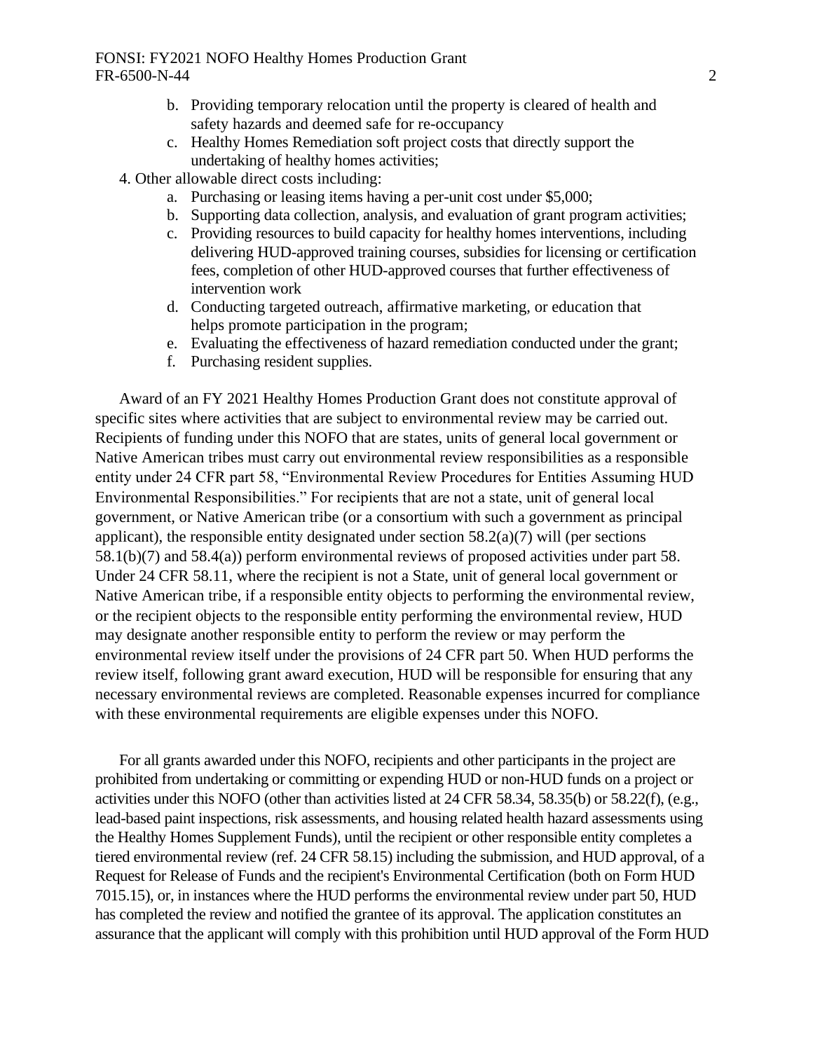b. Providing temporary relocation until the property is cleared of health and safety hazards and deemed safe for re-occupancy
   c. Healthy Homes Remediation soft project costs that directly support the undertaking of healthy homes activities;

4. Other allowable direct costs including:
   a. Purchasing or leasing items having a per-unit cost under $5,000;
   b. Supporting data collection, analysis, and evaluation of grant program activities;
   c. Providing resources to build capacity for healthy homes interventions, including delivering HUD-approved training courses, subsidies for licensing or certification fees, completion of other HUD-approved courses that further effectiveness of intervention work
   d. Conducting targeted outreach, affirmative marketing, or education that helps promote participation in the program;
   e. Evaluating the effectiveness of hazard remediation conducted under the grant;
   f. Purchasing resident supplies.

Award of an FY 2021 Healthy Homes Production Grant does not constitute approval of specific sites where activities that are subject to environmental review may be carried out. Recipients of funding under this NOFO that are states, units of general local government or Native American tribes must carry out environmental review responsibilities as a responsible entity under 24 CFR part 58, "Environmental Review Procedures for Entities Assuming HUD Environmental Responsibilities." For recipients that are not a state, unit of general local government, or Native American tribe (or a consortium with such a government as principal applicant), the responsible entity designated under section 58.2(a)(7) will (per sections 58.1(b)(7) and 58.4(a)) perform environmental reviews of proposed activities under part 58. Under 24 CFR 58.11, where the recipient is not a State, unit of general local government or Native American tribe, if a responsible entity objects to performing the environmental review, or the recipient objects to the responsible entity performing the environmental review, HUD may designate another responsible entity to perform the review or may perform the environmental review itself under the provisions of 24 CFR part 50. When HUD performs the review itself, following grant award execution, HUD will be responsible for ensuring that any necessary environmental reviews are completed. Reasonable expenses incurred for compliance with these environmental requirements are eligible expenses under this NOFO.

For all grants awarded under this NOFO, recipients and other participants in the project are prohibited from undertaking or committing or expending HUD or non-HUD funds on a project or activities under this NOFO (other than activities listed at 24 CFR 58.34, 58.35(b) or 58.22(f), (e.g., lead-based paint inspections, risk assessments, and housing related health hazard assessments using the Healthy Homes Supplement Funds), until the recipient or other responsible entity completes a tiered environmental review (ref. 24 CFR 58.15) including the submission, and HUD approval, of a Request for Release of Funds and the recipient's Environmental Certification (both on Form HUD 7015.15), or, in instances where the HUD performs the environmental review under part 50, HUD has completed the review and notified the grantee of its approval. The application constitutes an assurance that the applicant will comply with this prohibition until HUD approval of the Form HUD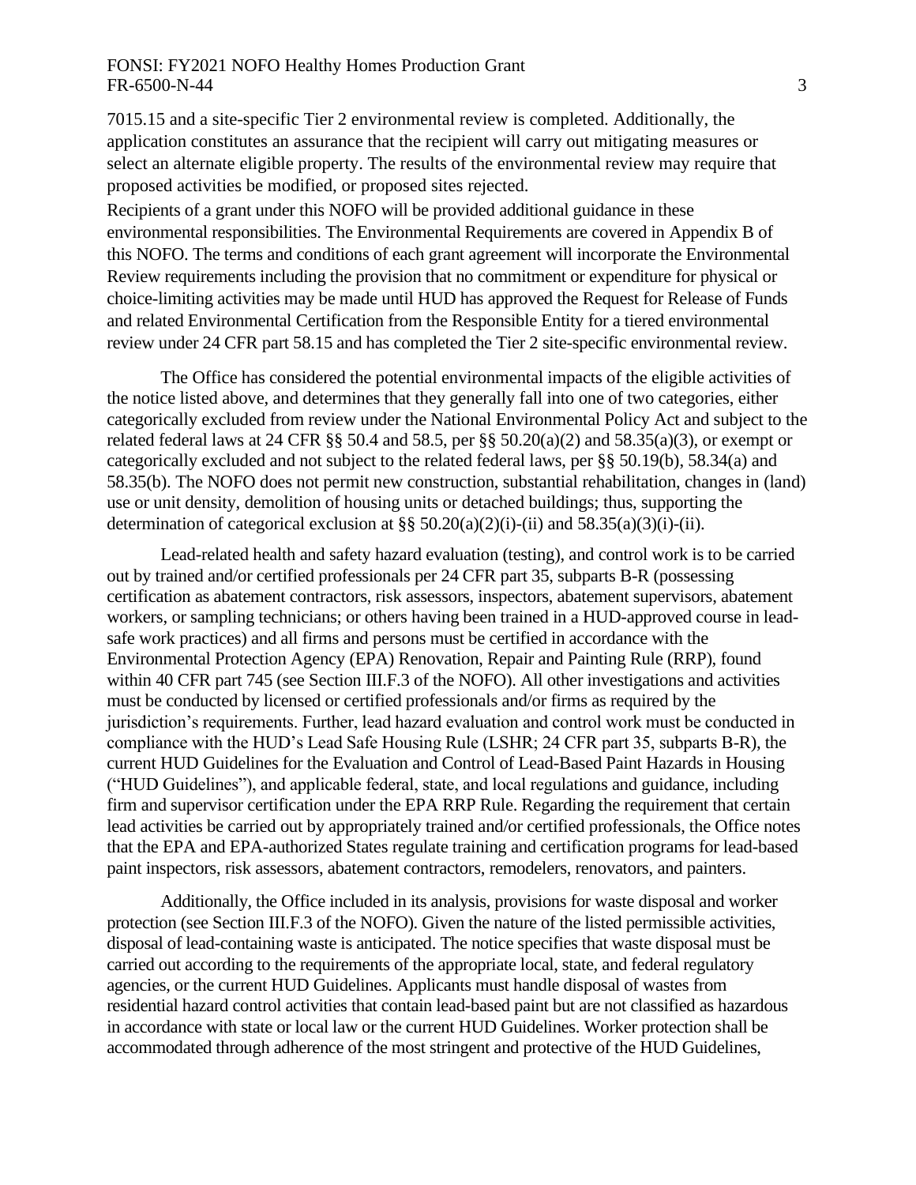7015.15 and a site-specific Tier 2 environmental review is completed. Additionally, the application constitutes an assurance that the recipient will carry out mitigating measures or select an alternate eligible property. The results of the environmental review may require that proposed activities be modified, or proposed sites rejected.

Recipients of a grant under this NOFO will be provided additional guidance in these environmental responsibilities. The Environmental Requirements are covered in Appendix B of this NOFO. The terms and conditions of each grant agreement will incorporate the Environmental Review requirements including the provision that no commitment or expenditure for physical or choice-limiting activities may be made until HUD has approved the Request for Release of Funds and related Environmental Certification from the Responsible Entity for a tiered environmental review under 24 CFR part 58.15 and has completed the Tier 2 site-specific environmental review.

The Office has considered the potential environmental impacts of the eligible activities of the notice listed above, and determines that they generally fall into one of two categories, either categorically excluded from review under the National Environmental Policy Act and subject to the related federal laws at 24 CFR §§ 50.4 and 58.5, per §§ 50.20(a)(2) and 58.35(a)(3), or exempt or categorically excluded and not subject to the related federal laws, per §§ 50.19(b), 58.34(a) and 58.35(b). The NOFO does not permit new construction, substantial rehabilitation, changes in (land) use or unit density, demolition of housing units or detached buildings; thus, supporting the determination of categorical exclusion at §§ 50.20(a)(2)(i)-(ii) and 58.35(a)(3)(i)-(ii).

Lead-related health and safety hazard evaluation (testing), and control work is to be carried out by trained and/or certified professionals per 24 CFR part 35, subparts B-R (possessing certification as abatement contractors, risk assessors, inspectors, abatement supervisors, abatement workers, or sampling technicians; or others having been trained in a HUD-approved course in lead-safe work practices) and all firms and persons must be certified in accordance with the Environmental Protection Agency (EPA) Renovation, Repair and Painting Rule (RRP), found within 40 CFR part 745 (see Section III.F.3 of the NOFO). All other investigations and activities must be conducted by licensed or certified professionals and/or firms as required by the jurisdiction's requirements. Further, lead hazard evaluation and control work must be conducted in compliance with the HUD's Lead Safe Housing Rule (LSHR; 24 CFR part 35, subparts B-R), the current HUD Guidelines for the Evaluation and Control of Lead-Based Paint Hazards in Housing ("HUD Guidelines"), and applicable federal, state, and local regulations and guidance, including firm and supervisor certification under the EPA RRP Rule. Regarding the requirement that certain lead activities be carried out by appropriately trained and/or certified professionals, the Office notes that the EPA and EPA-authorized States regulate training and certification programs for lead-based paint inspectors, risk assessors, abatement contractors, remodelers, renovators, and painters.

Additionally, the Office included in its analysis, provisions for waste disposal and worker protection (see Section III.F.3 of the NOFO). Given the nature of the listed permissible activities, disposal of lead-containing waste is anticipated. The notice specifies that waste disposal must be carried out according to the requirements of the appropriate local, state, and federal regulatory agencies, or the current HUD Guidelines. Applicants must handle disposal of wastes from residential hazard control activities that contain lead-based paint but are not classified as hazardous in accordance with state or local law or the current HUD Guidelines. Worker protection shall be accommodated through adherence of the most stringent and protective of the HUD Guidelines,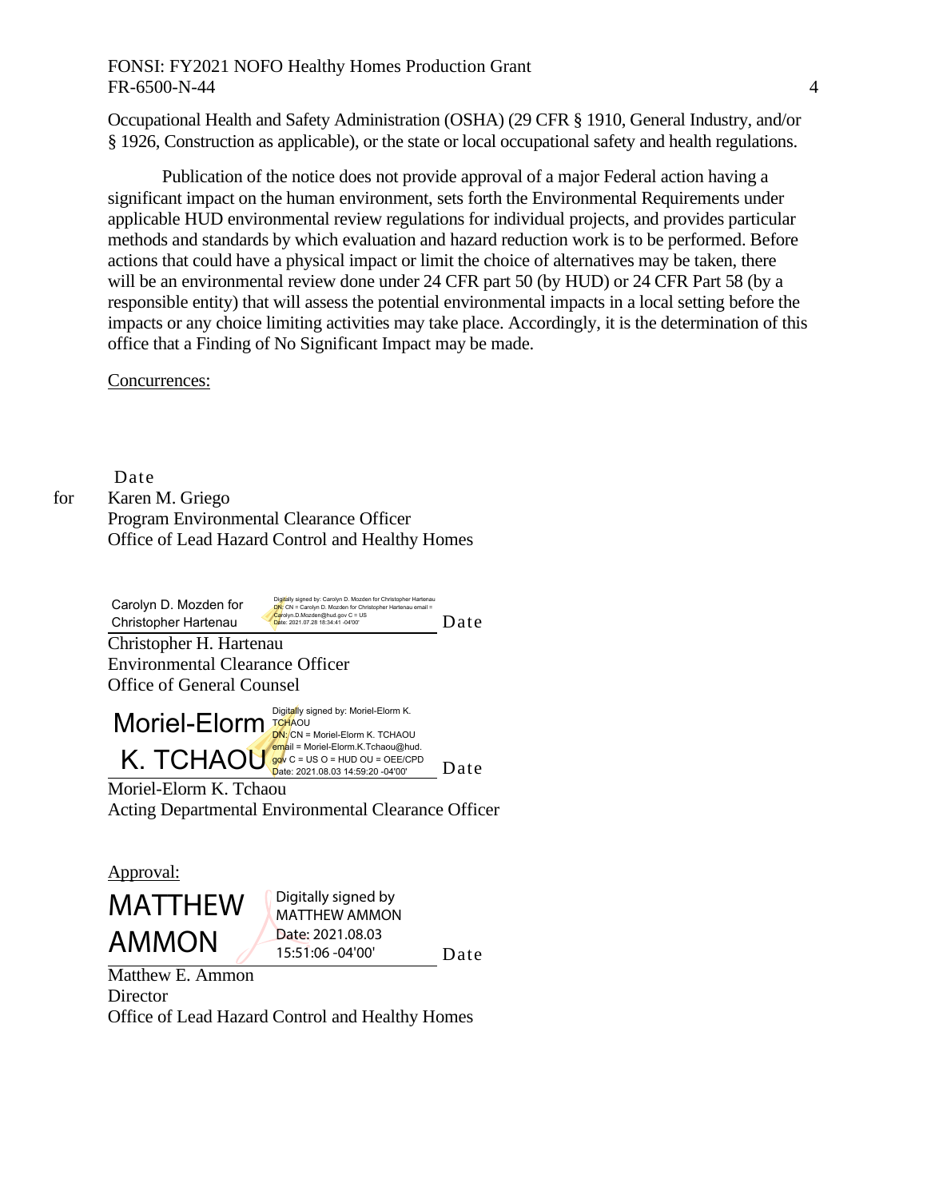Occupational Health and Safety Administration (OSHA) (29 CFR § 1910, General Industry, and/or § 1926, Construction as applicable), or the state or local occupational safety and health regulations.

Publication of the notice does not provide approval of a major Federal action having a significant impact on the human environment, sets forth the Environmental Requirements under applicable HUD environmental review regulations for individual projects, and provides particular methods and standards by which evaluation and hazard reduction work is to be performed. Before actions that could have a physical impact or limit the choice of alternatives may be taken, there will be an environmental review done under 24 CFR part 50 (by HUD) or 24 CFR Part 58 (by a responsible entity) that will assess the potential environmental impacts in a local setting before the impacts or any choice limiting activities may take place. Accordingly, it is the determination of this office that a Finding of No Significant Impact may be made.

Concurrences:

Date

for Karen M. Griego
Program Environmental Clearance Officer
Office of Lead Hazard Control and Healthy Homes

Carolyn D. Mozden for Christopher Hartenau

Digitally signed by: Carolyn D. Mozden for Christopher Hartenau
DN: CN = Carolyn D. Mozden for Christopher Hartenau email = Carolyn.D.Mozden@hud.gov C = US
Date: 2021.07.28 18:34:41 -04'00'

Date

Christopher H. Hartenau
Environmental Clearance Officer
Office of General Counsel

Moriel-Elorm K. TCHAOU

Digitally signed by: Moriel-Elorm K. TCHAOU
DN: CN = Moriel-Elorm K. TCHAOU email = Moriel-Elorm.K.Tchaou@hud.gov C = US O = HUD OU = OEE/CPD
Date: 2021.08.03 14:59:20 -04'00'

Date

Moriel-Elorm K. Tchaou
Acting Departmental Environmental Clearance Officer

Approval:

MATTHEW AMMON

Digitally signed by MATTHEW AMMON
Date: 2021.08.03 15:51:06 -04'00'

Date

Matthew E. Ammon
Director
Office of Lead Hazard Control and Healthy Homes